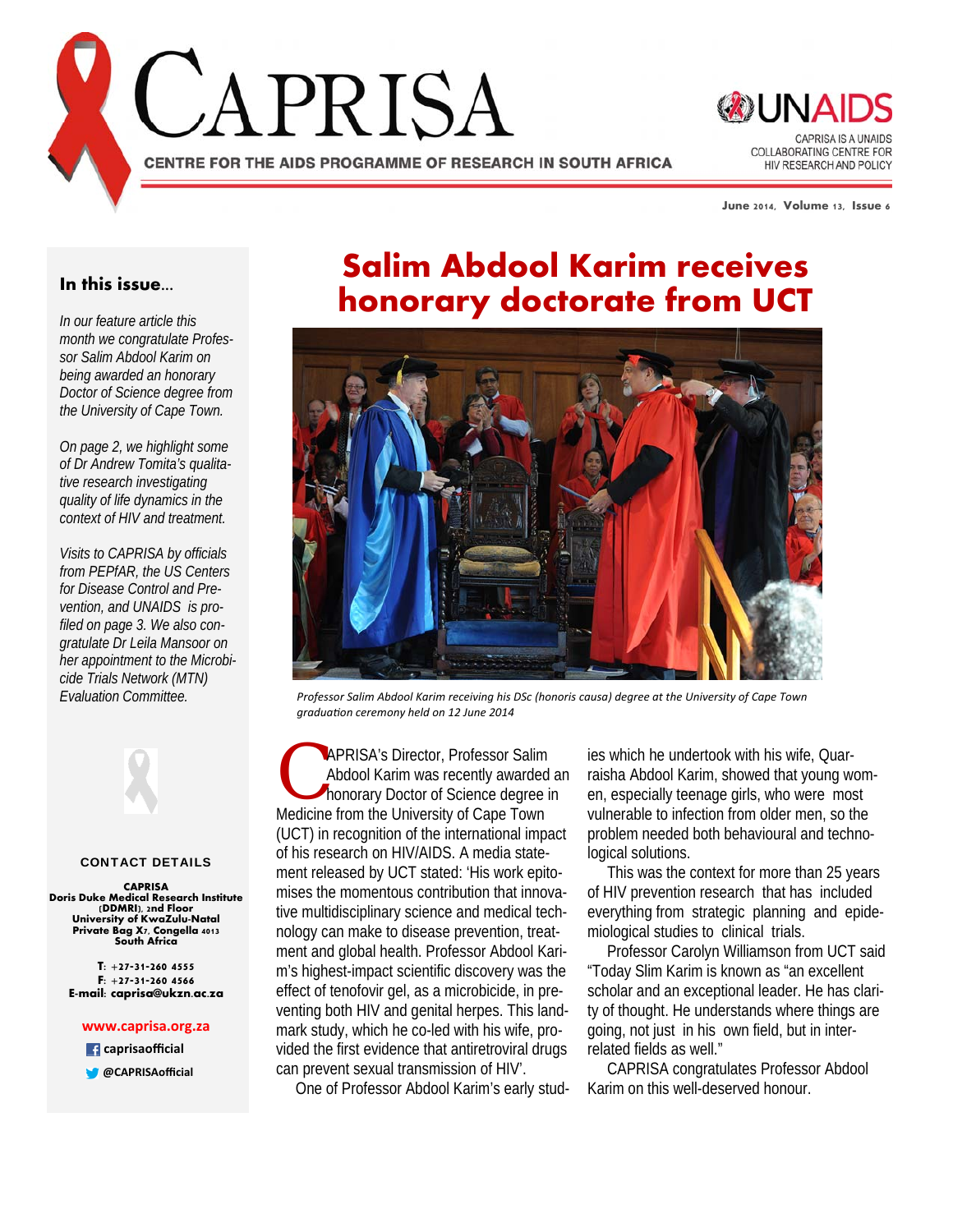# CAPRISA

CENTRE FOR THE AIDS PROGRAMME OF RESEARCH IN SOUTH AFRICA

UNAIDS

CAPRISA IS A UNAIDS COLLABORATING CENTRE FOR HIV RESEARCH AND POLICY

June 2014, Volume 13, Issue 6

## In this issue...

*In our feature article this month we congratulate Professor Salim Abdool Karim on being awarded an honorary Doctor of Science degree from the University of Cape Town.*

*On page 2, we highlight some of Dr Andrew Tomita's qualitative research investigating quality of life dynamics in the context of HIV and treatment.*

*Visits to CAPRISA by officials from PEPfAR, the US Centers for Disease Control and Prevention, and UNAIDS is profiled on page 3. We also congratulate Dr Leila Mansoor on her appointment to the Microbicide Trials Network (MTN) Evaluation Committee.*

### CONTACT DETAILS

**CAPRISA**
**Doris Duke Medical Research Institute (DDMRI), 2nd Floor**
**University of KwaZulu-Natal**
**Private Bag X7, Congella 4013**
**South Africa**

**T**: +27-31-260 4555
**F**: +27-31-260 4566
**E-mail**: caprisa@ukzn.ac.za

**www.caprisa.org.za**

caprisaofficial

@CAPRISAofficial

# Salim Abdool Karim receives honorary doctorate from UCT

*Professor Salim Abdool Karim receiving his DSc (honoris causa) degree at the University of Cape Town graduation ceremony held on 12 June 2014*

CAPRISA's Director, Professor Salim Abdool Karim was recently awarded an honorary Doctor of Science degree in Medicine from the University of Cape Town (UCT) in recognition of the international impact of his research on HIV/AIDS. A media statement released by UCT stated: 'His work epitomises the momentous contribution that innovative multidisciplinary science and medical technology can make to disease prevention, treatment and global health. Professor Abdool Karim's highest-impact scientific discovery was the effect of tenofovir gel, as a microbicide, in preventing both HIV and genital herpes. This landmark study, which he co-led with his wife, provided the first evidence that antiretroviral drugs can prevent sexual transmission of HIV'.

One of Professor Abdool Karim's early studies which he undertook with his wife, Quarraisha Abdool Karim, showed that young women, especially teenage girls, who were most vulnerable to infection from older men, so the problem needed both behavioural and technological solutions.

This was the context for more than 25 years of HIV prevention research that has included everything from strategic planning and epidemiological studies to clinical trials.

Professor Carolyn Williamson from UCT said "Today Slim Karim is known as "an excellent scholar and an exceptional leader. He has clarity of thought. He understands where things are going, not just in his own field, but in interrelated fields as well."

CAPRISA congratulates Professor Abdool Karim on this well-deserved honour.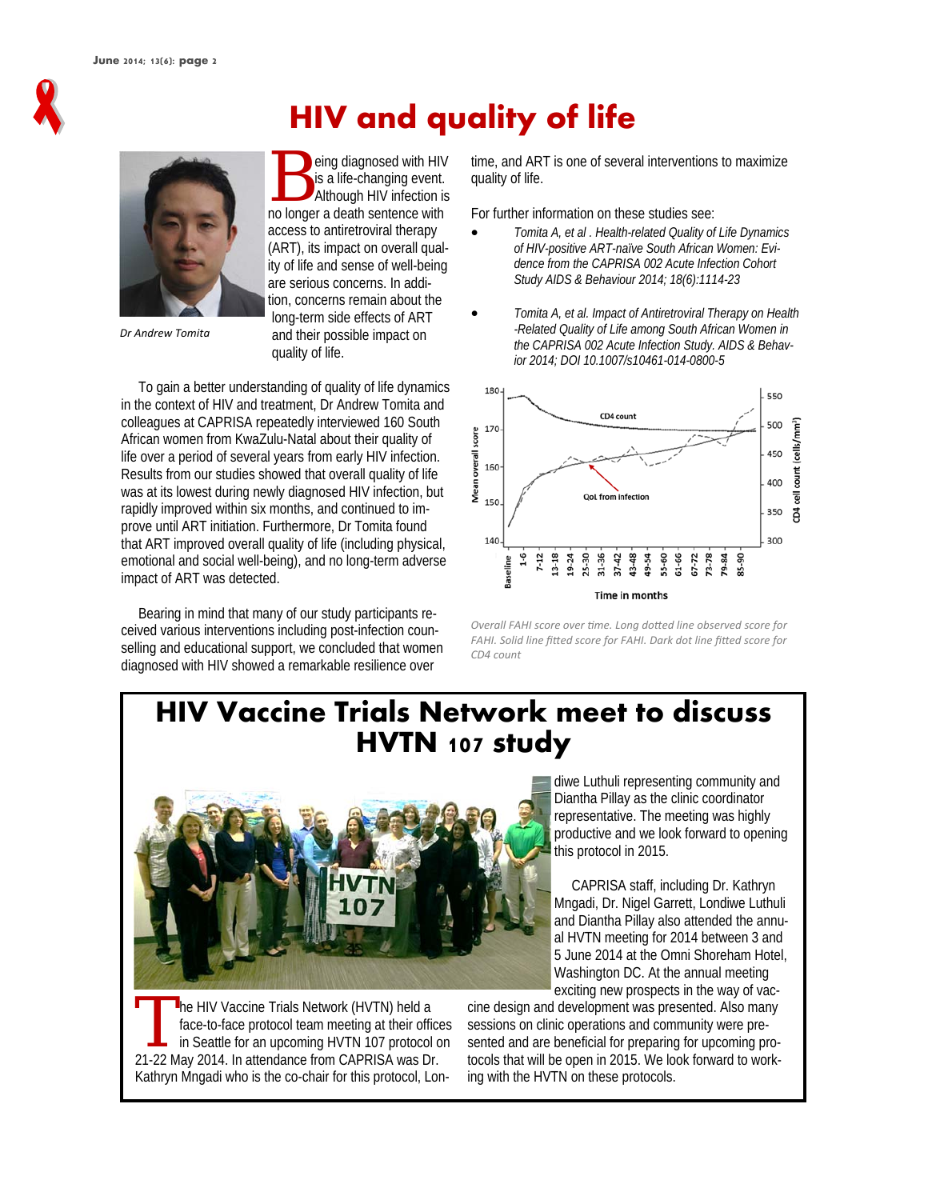# HIV and quality of life

Dr Andrew Tomita

Being diagnosed with HIV is a life-changing event. Although HIV infection is no longer a death sentence with access to antiretroviral therapy (ART), its impact on overall quality of life and sense of well-being are serious concerns. In addition, concerns remain about the long-term side effects of ART and their possible impact on quality of life.

To gain a better understanding of quality of life dynamics in the context of HIV and treatment, Dr Andrew Tomita and colleagues at CAPRISA repeatedly interviewed 160 South African women from KwaZulu-Natal about their quality of life over a period of several years from early HIV infection. Results from our studies showed that overall quality of life was at its lowest during newly diagnosed HIV infection, but rapidly improved within six months, and continued to improve until ART initiation. Furthermore, Dr Tomita found that ART improved overall quality of life (including physical, emotional and social well-being), and no long-term adverse impact of ART was detected.

Bearing in mind that many of our study participants received various interventions including post-infection counselling and educational support, we concluded that women diagnosed with HIV showed a remarkable resilience over time, and ART is one of several interventions to maximize quality of life.

For further information on these studies see:

- *Tomita A, et al . Health-related Quality of Life Dynamics of HIV-positive ART-naïve South African Women: Evidence from the CAPRISA 002 Acute Infection Cohort Study AIDS & Behaviour 2014; 18(6):1114-23*
- *Tomita A, et al. Impact of Antiretroviral Therapy on Health-Related Quality of Life among South African Women in the CAPRISA 002 Acute Infection Study. AIDS & Behavior 2014; DOI 10.1007/s10461-014-0800-5*

*Overall FAHI score over time. Long dotted line observed score for FAHI. Solid line fitted score for FAHI. Dark dot line fitted score for CD4 count*

# HIV Vaccine Trials Network meet to discuss HVTN 107 study

The HIV Vaccine Trials Network (HVTN) held a face-to-face protocol team meeting at their offices in Seattle for an upcoming HVTN 107 protocol on 21-22 May 2014. In attendance from CAPRISA was Dr. Kathryn Mngadi who is the co-chair for this protocol, Londiwe Luthuli representing community and Diantha Pillay as the clinic coordinator representative. The meeting was highly productive and we look forward to opening this protocol in 2015.

CAPRISA staff, including Dr. Kathryn Mngadi, Dr. Nigel Garrett, Londiwe Luthuli and Diantha Pillay also attended the annual HVTN meeting for 2014 between 3 and 5 June 2014 at the Omni Shoreham Hotel, Washington DC. At the annual meeting exciting new prospects in the way of vaccine design and development was presented. Also many sessions on clinic operations and community were presented and are beneficial for preparing for upcoming protocols that will be open in 2015. We look forward to working with the HVTN on these protocols.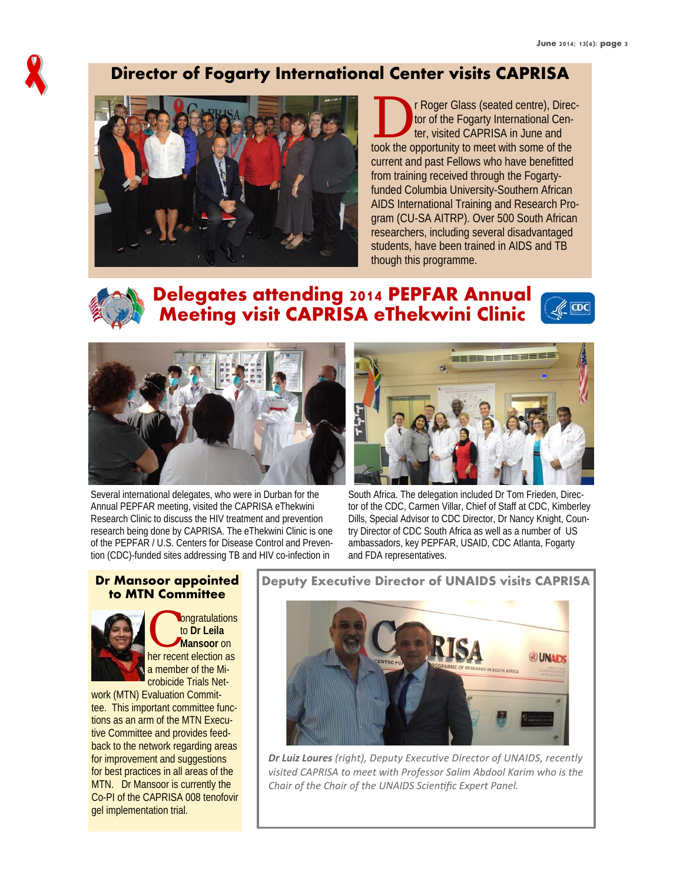## Director of Fogarty International Center visits CAPRISA

Dr Roger Glass (seated centre), Director of the Fogarty International Center, visited CAPRISA in June and took the opportunity to meet with some of the current and past Fellows who have benefitted from training received through the Fogarty-funded Columbia University-Southern African AIDS International Training and Research Program (CU-SA AITRP). Over 500 South African researchers, including several disadvantaged students, have been trained in AIDS and TB though this programme.

## Delegates attending 2014 PEPFAR Annual Meeting visit CAPRISA eThekwini Clinic

Several international delegates, who were in Durban for the Annual PEPFAR meeting, visited the CAPRISA eThekwini Research Clinic to discuss the HIV treatment and prevention research being done by CAPRISA. The eThekwini Clinic is one of the PEPFAR / U.S. Centers for Disease Control and Prevention (CDC)-funded sites addressing TB and HIV co-infection in South Africa. The delegation included Dr Tom Frieden, Director of the CDC, Carmen Villar, Chief of Staff at CDC, Kimberley Dills, Special Advisor to CDC Director, Dr Nancy Knight, Country Director of CDC South Africa as well as a number of US ambassadors, key PEPFAR, USAID, CDC Atlanta, Fogarty and FDA representatives.

## Dr Mansoor appointed to MTN Committee

Congratulations to **Dr Leila Mansoor** on her recent election as a member of the Microbicide Trials Network (MTN) Evaluation Committee. This important committee functions as an arm of the MTN Executive Committee and provides feedback to the network regarding areas for improvement and suggestions for best practices in all areas of the MTN. Dr Mansoor is currently the Co-PI of the CAPRISA 008 tenofovir gel implementation trial.

## Deputy Executive Director of UNAIDS visits CAPRISA

*__Dr Luiz Loures__ (right), Deputy Executive Director of UNAIDS, recently visited CAPRISA to meet with Professor Salim Abdool Karim who is the Chair of the Chair of the UNAIDS Scientific Expert Panel.*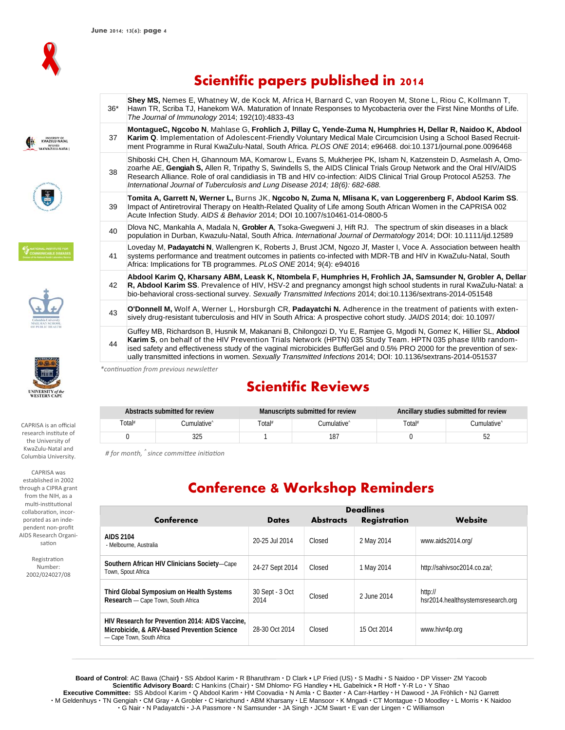# Scientific papers published in 2014

| | |
|---|---|
| 36* | **Shey MS,** Nemes E, Whatney W, de Kock M, Africa H, Barnard C, van Rooyen M, Stone L, Riou C, Kollmann T, Hawn TR, Scriba TJ, Hanekom WA. Maturation of Innate Responses to Mycobacteria over the First Nine Months of Life. *The Journal of Immunology* 2014; 192(10):4833-43 |
| 37 | **MontagueC, Ngcobo N**, Mahlase G, **Frohlich J, Pillay C, Yende-Zuma N, Humphries H, Dellar R, Naidoo K, Abdool Karim Q**. Implementation of Adolescent-Friendly Voluntary Medical Male Circumcision Using a School Based Recruitment Programme in Rural KwaZulu-Natal, South Africa. *PLOS ONE* 2014; e96468. doi:10.1371/journal.pone.0096468 |
| 38 | Shiboski CH, Chen H, Ghannoum MA, Komarow L, Evans S, Mukherjee PK, Isham N, Katzenstein D, Asmelash A, Omozoarhe AE, **Gengiah S,** Allen R, Tripathy S, Swindells S, the AIDS Clinical Trials Group Network and the Oral HIV/AIDS Research Alliance. Role of oral candidiasis in TB and HIV co-infection: AIDS Clinical Trial Group Protocol A5253. *The International Journal of Tuberculosis and Lung Disease 2014; 18(6): 682-688.* |
| 39 | **Tomita A, Garrett N, Werner L,** Burns JK, **Ngcobo N, Zuma N, Mlisana K, van Loggerenberg F, Abdool Karim SS**. Impact of Antiretroviral Therapy on Health-Related Quality of Life among South African Women in the CAPRISA 002 Acute Infection Study. *AIDS & Behavior* 2014; DOI 10.1007/s10461-014-0800-5 |
| 40 | Dlova NC, Mankahla A, Madala N, **Grobler A**, Tsoka-Gwegweni J, Hift RJ. The spectrum of skin diseases in a black population in Durban, Kwazulu-Natal, South Africa. *International Journal of Dermatology* 2014; DOI: 10.1111/ijd.12589 |
| 41 | Loveday M, **Padayatchi N**, Wallengren K, Roberts J, Brust JCM, Ngozo Jf, Master I, Voce A. Association between health systems performance and treatment outcomes in patients co-infected with MDR-TB and HIV in KwaZulu-Natal, South Africa: Implications for TB programmes. *PLoS ONE* 2014; 9(4): e94016 |
| 42 | **Abdool Karim Q, Kharsany ABM, Leask K, Ntombela F, Humphries H, Frohlich JA, Samsunder N, Grobler A, Dellar R, Abdool Karim SS**. Prevalence of HIV, HSV-2 and pregnancy amongst high school students in rural KwaZulu-Natal: a bio-behavioral cross-sectional survey. *Sexually Transmitted Infections* 2014; doi:10.1136/sextrans-2014-051548 |
| 43 | **O'Donnell M,** Wolf A, Werner L, Horsburgh CR, **Padayatchi N.** Adherence in the treatment of patients with extensively drug-resistant tuberculosis and HIV in South Africa: A prospective cohort study. *JAIDS* 2014; doi: 10.1097/ |
| 44 | Guffey MB, Richardson B, Husnik M, Makanani B, Chilongozi D, Yu E, Ramjee G, Mgodi N, Gomez K, Hillier SL, **Abdool Karim S**, on behalf of the HIV Prevention Trials Network (HPTN) 035 Study Team. HPTN 035 phase II/IIb randomised safety and effectiveness study of the vaginal microbicides BufferGel and 0.5% PRO 2000 for the prevention of sexually transmitted infections in women. *Sexually Transmitted Infections* 2014; DOI: 10.1136/sextrans-2014-051537 |

*\*continuation from previous newsletter*

# Scientific Reviews

| Abstracts submitted for review | | Manuscripts submitted for review | | Ancillary studies submitted for review | |
|---|---|---|---|---|---|
| Total# | Cumulative^ | Total# | Cumulative^ | Total# | Cumulative^ |
| 0 | 325 | 1 | 187 | 0 | 52 |

*# for month, ^ since committee initiation*

# Conference & Workshop Reminders

| Conference | Dates | Deadlines: Abstracts | Deadlines: Registration | Website |
|---|---|---|---|---|
| **AIDS 2104** - Melbourne, Australia | 20-25 Jul 2014 | Closed | 2 May 2014 | www.aids2014.org/ |
| **Southern African HIV Clinicians Society**—Cape Town, Spout Africa | 24-27 Sept 2014 | Closed | 1 May 2014 | http://sahivsoc2014.co.za/; |
| **Third Global Symposium on Health Systems Research** — Cape Town, South Africa | 30 Sept - 3 Oct 2014 | Closed | 2 June 2014 | http://hsr2014.healthsystemsresearch.org |
| **HIV Research for Prevention 2014: AIDS Vaccine, Microbicide, & ARV-based Prevention Science** — Cape Town, South Africa | 28-30 Oct 2014 | Closed | 15 Oct 2014 | www.hivr4p.org |

CAPRISA is an official research institute of the University of KwaZulu-Natal and Columbia University.

CAPRISA was established in 2002 through a CIPRA grant from the NIH, as a multi-institutional collaboration, incorporated as an independent non-profit AIDS Research Organisation

Registration Number: 2002/024027/08

**Board of Control**: AC Bawa (Chair) • SS Abdool Karim • R Bharuthram • D Clark • LP Fried (US) • S Madhi • S Naidoo • DP Visser• ZM Yacoob
**Scientific Advisory Board:** C Hankins (Chair) • SM Dhlomo• FG Handley • HL Gabelnick • R Hoff • Y-R Lo • Y Shao
**Executive Committee:** SS Abdool Karim • Q Abdool Karim • HM Coovadia • N Amla • C Baxter • A Carr-Hartley • H Dawood • JA Fröhlich • NJ Garrett • M Geldenhuys • TN Gengiah • CM Gray • A Grobler • C Harichund • ABM Kharsany • LE Mansoor • K Mngadi • CT Montague • D Moodley • L Morris • K Naidoo • G Nair • N Padayatchi • J-A Passmore • N Samsunder • JA Singh • JCM Swart • E van der Lingen • C Williamson